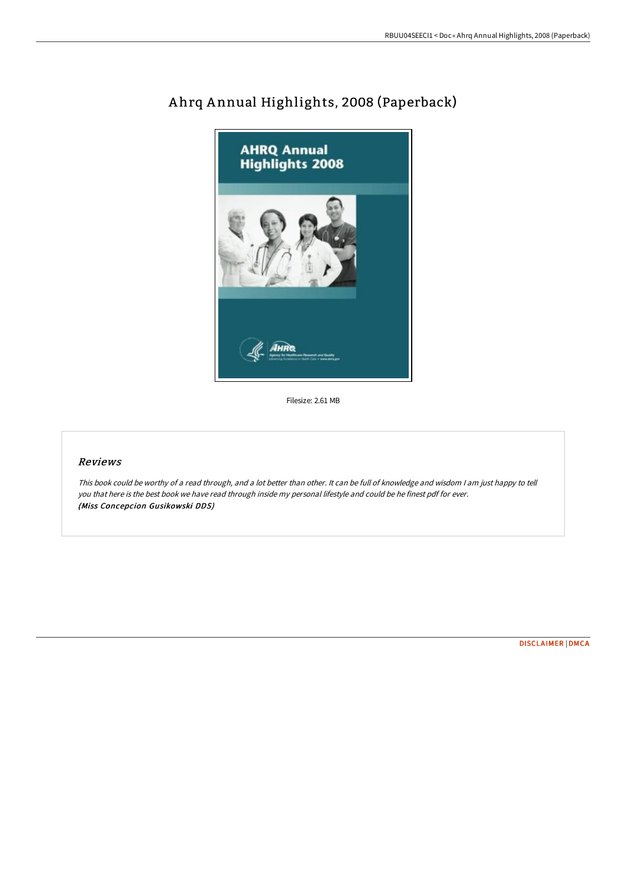# Ahrq Annual Highlights, 2008 (Paperback)

Filesize: 2.61 MB

## Reviews

*This book could be worthy of a read through, and a lot better than other. It can be full of knowledge and wisdom I am just happy to tell you that here is the best book we have read through inside my personal lifestyle and could be he finest pdf for ever.*
***(Miss Concepcion Gusikowski DDS)***

DISCLAIMER | DMCA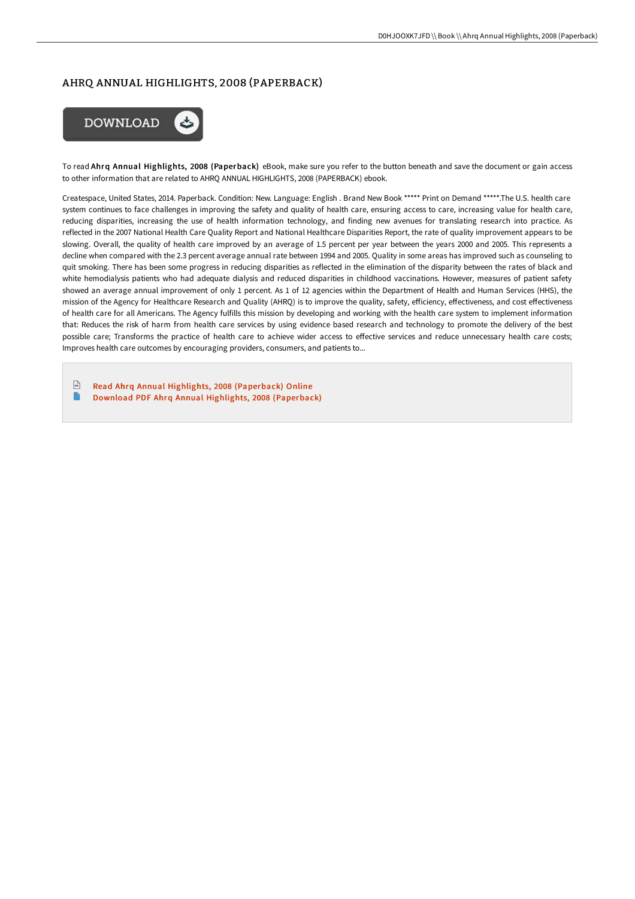# AHRQ ANNUAL HIGHLIGHTS, 2008 (PAPERBACK)

To read **Ahrq Annual Highlights, 2008 (Paperback)** eBook, make sure you refer to the button beneath and save the document or gain access to other information that are related to AHRQ ANNUAL HIGHLIGHTS, 2008 (PAPERBACK) ebook.

Createspace, United States, 2014. Paperback. Condition: New. Language: English . Brand New Book ***** Print on Demand *****.The U.S. health care system continues to face challenges in improving the safety and quality of health care, ensuring access to care, increasing value for health care, reducing disparities, increasing the use of health information technology, and finding new avenues for translating research into practice. As reflected in the 2007 National Health Care Quality Report and National Healthcare Disparities Report, the rate of quality improvement appears to be slowing. Overall, the quality of health care improved by an average of 1.5 percent per year between the years 2000 and 2005. This represents a decline when compared with the 2.3 percent average annual rate between 1994 and 2005. Quality in some areas has improved such as counseling to quit smoking. There has been some progress in reducing disparities as reflected in the elimination of the disparity between the rates of black and white hemodialysis patients who had adequate dialysis and reduced disparities in childhood vaccinations. However, measures of patient safety showed an average annual improvement of only 1 percent. As 1 of 12 agencies within the Department of Health and Human Services (HHS), the mission of the Agency for Healthcare Research and Quality (AHRQ) is to improve the quality, safety, efficiency, effectiveness, and cost effectiveness of health care for all Americans. The Agency fulfills this mission by developing and working with the health care system to implement information that: Reduces the risk of harm from health care services by using evidence based research and technology to promote the delivery of the best possible care; Transforms the practice of health care to achieve wider access to effective services and reduce unnecessary health care costs; Improves health care outcomes by encouraging providers, consumers, and patients to...

- Read Ahrq Annual Highlights, 2008 (Paperback) Online
- Download PDF Ahrq Annual Highlights, 2008 (Paperback)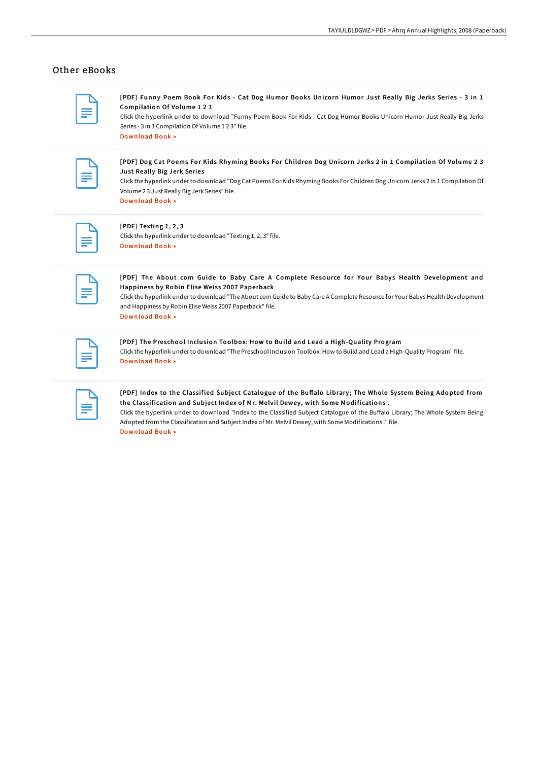## Other eBooks

[PDF] Funny Poem Book For Kids - Cat Dog Humor Books Unicorn Humor Just Really Big Jerks Series - 3 in 1 Compilation Of Volume 1 2 3

Click the hyperlink under to download "Funny Poem Book For Kids - Cat Dog Humor Books Unicorn Humor Just Really Big Jerks Series - 3 in 1 Compilation Of Volume 1 2 3" file.

Download Book »

[PDF] Dog Cat Poems For Kids Rhyming Books For Children Dog Unicorn Jerks 2 in 1 Compilation Of Volume 2 3 Just Really Big Jerk Series

Click the hyperlink under to download "Dog Cat Poems For Kids Rhyming Books For Children Dog Unicorn Jerks 2 in 1 Compilation Of Volume 2 3 Just Really Big Jerk Series" file.

Download Book »

[PDF] Texting 1, 2, 3

Click the hyperlink under to download "Texting 1, 2, 3" file.

Download Book »

[PDF] The About com Guide to Baby Care A Complete Resource for Your Babys Health Development and Happiness by Robin Elise Weiss 2007 Paperback

Click the hyperlink under to download "The About com Guide to Baby Care A Complete Resource for Your Babys Health Development and Happiness by Robin Elise Weiss 2007 Paperback" file.

Download Book »

[PDF] The Preschool Inclusion Toolbox: How to Build and Lead a High-Quality Program

Click the hyperlink under to download "The Preschool Inclusion Toolbox: How to Build and Lead a High-Quality Program" file.

Download Book »

[PDF] Index to the Classified Subject Catalogue of the Buffalo Library; The Whole System Being Adopted from the Classification and Subject Index of Mr. Melvil Dewey, with Some Modifications .

Click the hyperlink under to download "Index to the Classified Subject Catalogue of the Buffalo Library; The Whole System Being Adopted from the Classification and Subject Index of Mr. Melvil Dewey, with Some Modifications ." file.

Download Book »